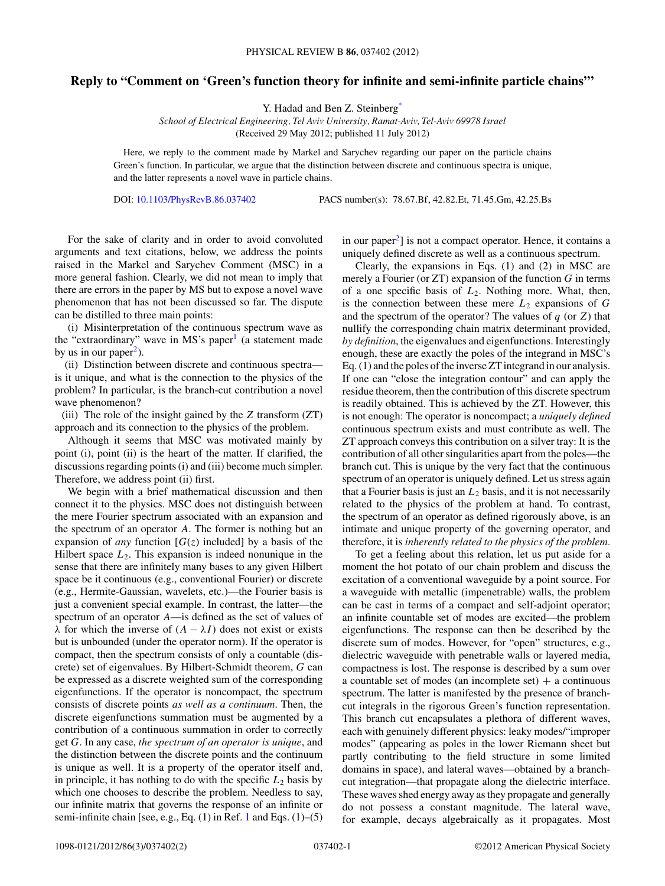# Reply to "Comment on 'Green's function theory for infinite and semi-infinite particle chains'"

Y. Hadad and Ben Z. Steinberg*

*School of Electrical Engineering, Tel Aviv University, Ramat-Aviv, Tel-Aviv 69978 Israel*
(Received 29 May 2012; published 11 July 2012)

Here, we reply to the comment made by Markel and Sarychev regarding our paper on the particle chains Green's function. In particular, we argue that the distinction between discrete and continuous spectra is unique, and the latter represents a novel wave in particle chains.

DOI: 10.1103/PhysRevB.86.037402 PACS number(s): 78.67.Bf, 42.82.Et, 71.45.Gm, 42.25.Bs

For the sake of clarity and in order to avoid convoluted arguments and text citations, below, we address the points raised in the Markel and Sarychev Comment (MSC) in a more general fashion. Clearly, we did not mean to imply that there are errors in the paper by MS but to expose a novel wave phenomenon that has not been discussed so far. The dispute can be distilled to three main points:

(i) Misinterpretation of the continuous spectrum wave as the "extraordinary" wave in MS's paper[1] (a statement made by us in our paper[2]).

(ii) Distinction between discrete and continuous spectra—is it unique, and what is the connection to the physics of the problem? In particular, is the branch-cut contribution a novel wave phenomenon?

(iii) The role of the insight gained by the $Z$ transform (ZT) approach and its connection to the physics of the problem.

Although it seems that MSC was motivated mainly by point (i), point (ii) is the heart of the matter. If clarified, the discussions regarding points (i) and (iii) become much simpler. Therefore, we address point (ii) first.

We begin with a brief mathematical discussion and then connect it to the physics. MSC does not distinguish between the mere Fourier spectrum associated with an expansion and the spectrum of an operator $A$. The former is nothing but an expansion of *any* function [$G(z)$ included] by a basis of the Hilbert space $L_2$. This expansion is indeed nonunique in the sense that there are infinitely many bases to any given Hilbert space be it continuous (e.g., conventional Fourier) or discrete (e.g., Hermite-Gaussian, wavelets, etc.)—the Fourier basis is just a convenient special example. In contrast, the latter—the spectrum of an operator $A$—is defined as the set of values of $\lambda$ for which the inverse of $(A - \lambda I)$ does not exist or exists but is unbounded (under the operator norm). If the operator is compact, then the spectrum consists of only a countable (discrete) set of eigenvalues. By Hilbert-Schmidt theorem, $G$ can be expressed as a discrete weighted sum of the corresponding eigenfunctions. If the operator is noncompact, the spectrum consists of discrete points *as well as a continuum*. Then, the discrete eigenfunctions summation must be augmented by a contribution of a continuous summation in order to correctly get $G$. In any case, *the spectrum of an operator is unique*, and the distinction between the discrete points and the continuum is unique as well. It is a property of the operator itself and, in principle, it has nothing to do with the specific $L_2$ basis by which one chooses to describe the problem. Needless to say, our infinite matrix that governs the response of an infinite or semi-infinite chain [see, e.g., Eq. (1) in Ref. 1 and Eqs. (1)–(5) in our paper[2]] is not a compact operator. Hence, it contains a uniquely defined discrete as well as a continuous spectrum.

Clearly, the expansions in Eqs. (1) and (2) in MSC are merely a Fourier (or ZT) expansion of the function $G$ in terms of a one specific basis of $L_2$. Nothing more. What, then, is the connection between these mere $L_2$ expansions of $G$ and the spectrum of the operator? The values of $q$ (or $Z$) that nullify the corresponding chain matrix determinant provided, *by definition*, the eigenvalues and eigenfunctions. Interestingly enough, these are exactly the poles of the integrand in MSC's Eq. (1) and the poles of the inverse ZT integrand in our analysis. If one can "close the integration contour" and can apply the residue theorem, then the contribution of this discrete spectrum is readily obtained. This is achieved by the ZT. However, this is not enough: The operator is noncompact; a *uniquely defined* continuous spectrum exists and must contribute as well. The ZT approach conveys this contribution on a silver tray: It is the contribution of all other singularities apart from the poles—the branch cut. This is unique by the very fact that the continuous spectrum of an operator is uniquely defined. Let us stress again that a Fourier basis is just an $L_2$ basis, and it is not necessarily related to the physics of the problem at hand. To contrast, the spectrum of an operator as defined rigorously above, is an intimate and unique property of the governing operator, and therefore, it is *inherently related to the physics of the problem*.

To get a feeling about this relation, let us put aside for a moment the hot potato of our chain problem and discuss the excitation of a conventional waveguide by a point source. For a waveguide with metallic (impenetrable) walls, the problem can be cast in terms of a compact and self-adjoint operator; an infinite countable set of modes are excited—the problem eigenfunctions. The response can then be described by the discrete sum of modes. However, for "open" structures, e.g., dielectric waveguide with penetrable walls or layered media, compactness is lost. The response is described by a sum over a countable set of modes (an incomplete set) + a continuous spectrum. The latter is manifested by the presence of branch-cut integrals in the rigorous Green's function representation. This branch cut encapsulates a plethora of different waves, each with genuinely different physics: leaky modes/"improper modes" (appearing as poles in the lower Riemann sheet but partly contributing to the field structure in some limited domains in space), and lateral waves—obtained by a branch-cut integration—that propagate along the dielectric interface. These waves shed energy away as they propagate and generally do not possess a constant magnitude. The lateral wave, for example, decays algebraically as it propagates. Most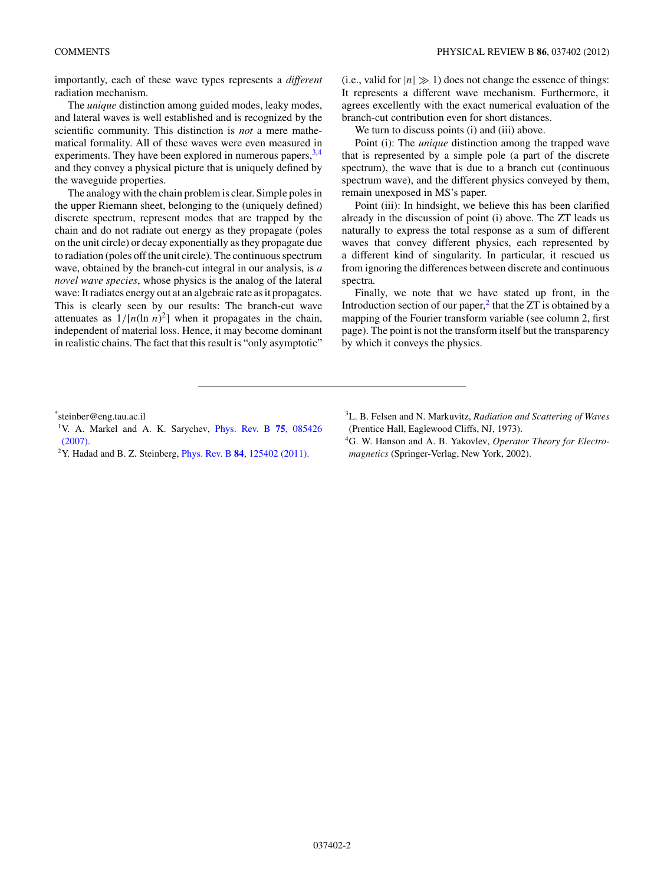importantly, each of these wave types represents a *different* radiation mechanism.

The *unique* distinction among guided modes, leaky modes, and lateral waves is well established and is recognized by the scientific community. This distinction is *not* a mere mathematical formality. All of these waves were even measured in experiments. They have been explored in numerous papers,[3,4] and they convey a physical picture that is uniquely defined by the waveguide properties.

The analogy with the chain problem is clear. Simple poles in the upper Riemann sheet, belonging to the (uniquely defined) discrete spectrum, represent modes that are trapped by the chain and do not radiate out energy as they propagate (poles on the unit circle) or decay exponentially as they propagate due to radiation (poles off the unit circle). The continuous spectrum wave, obtained by the branch-cut integral in our analysis, is *a novel wave species*, whose physics is the analog of the lateral wave: It radiates energy out at an algebraic rate as it propagates. This is clearly seen by our results: The branch-cut wave attenuates as $1/[n(\ln n)^2]$ when it propagates in the chain, independent of material loss. Hence, it may become dominant in realistic chains. The fact that this result is "only asymptotic" (i.e., valid for $|n| \gg 1$) does not change the essence of things: It represents a different wave mechanism. Furthermore, it agrees excellently with the exact numerical evaluation of the branch-cut contribution even for short distances.

We turn to discuss points (i) and (iii) above.

Point (i): The *unique* distinction among the trapped wave that is represented by a simple pole (a part of the discrete spectrum), the wave that is due to a branch cut (continuous spectrum wave), and the different physics conveyed by them, remain unexposed in MS's paper.

Point (iii): In hindsight, we believe this has been clarified already in the discussion of point (i) above. The ZT leads us naturally to express the total response as a sum of different waves that convey different physics, each represented by a different kind of singularity. In particular, it rescued us from ignoring the differences between discrete and continuous spectra.

Finally, we note that we have stated up front, in the Introduction section of our paper,[2] that the ZT is obtained by a mapping of the Fourier transform variable (see column 2, first page). The point is not the transform itself but the transparency by which it conveys the physics.

---

*steinber@eng.tau.ac.il

[1] V. A. Markel and A. K. Sarychev, Phys. Rev. B **75**, 085426 (2007).

[2] Y. Hadad and B. Z. Steinberg, Phys. Rev. B **84**, 125402 (2011).

[3] L. B. Felsen and N. Markuvitz, *Radiation and Scattering of Waves* (Prentice Hall, Eaglewood Cliffs, NJ, 1973).

[4] G. W. Hanson and A. B. Yakovlev, *Operator Theory for Electromagnetics* (Springer-Verlag, New York, 2002).